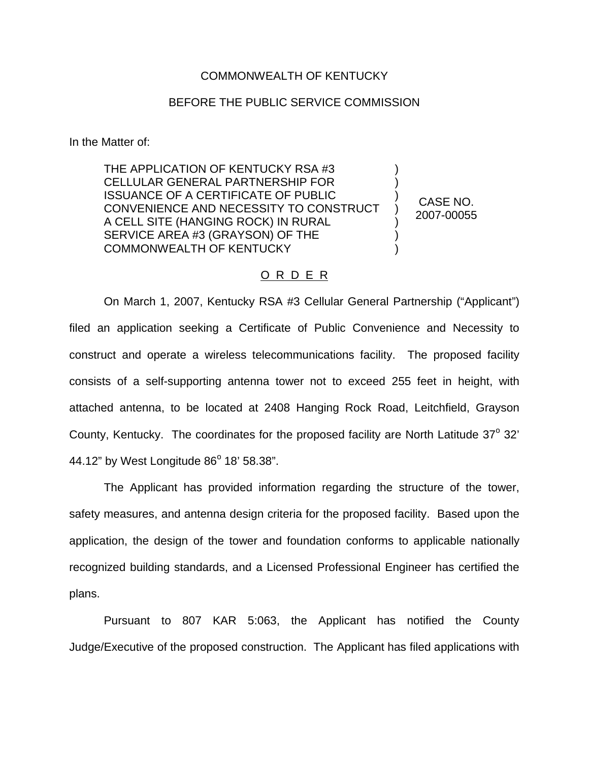COMMONWEALTH OF KENTUCKY

BEFORE THE PUBLIC SERVICE COMMISSION

In the Matter of:

| | | |
|---|---|---|
| THE APPLICATION OF KENTUCKY RSA #3 CELLULAR GENERAL PARTNERSHIP FOR ISSUANCE OF A CERTIFICATE OF PUBLIC CONVENIENCE AND NECESSITY TO CONSTRUCT A CELL SITE (HANGING ROCK) IN RURAL SERVICE AREA #3 (GRAYSON) OF THE COMMONWEALTH OF KENTUCKY | ) ) ) ) ) ) ) | CASE NO. 2007-00055 |

O R D E R

On March 1, 2007, Kentucky RSA #3 Cellular General Partnership ("Applicant") filed an application seeking a Certificate of Public Convenience and Necessity to construct and operate a wireless telecommunications facility. The proposed facility consists of a self-supporting antenna tower not to exceed 255 feet in height, with attached antenna, to be located at 2408 Hanging Rock Road, Leitchfield, Grayson County, Kentucky. The coordinates for the proposed facility are North Latitude 37° 32' 44.12" by West Longitude 86° 18' 58.38".

The Applicant has provided information regarding the structure of the tower, safety measures, and antenna design criteria for the proposed facility. Based upon the application, the design of the tower and foundation conforms to applicable nationally recognized building standards, and a Licensed Professional Engineer has certified the plans.

Pursuant to 807 KAR 5:063, the Applicant has notified the County Judge/Executive of the proposed construction. The Applicant has filed applications with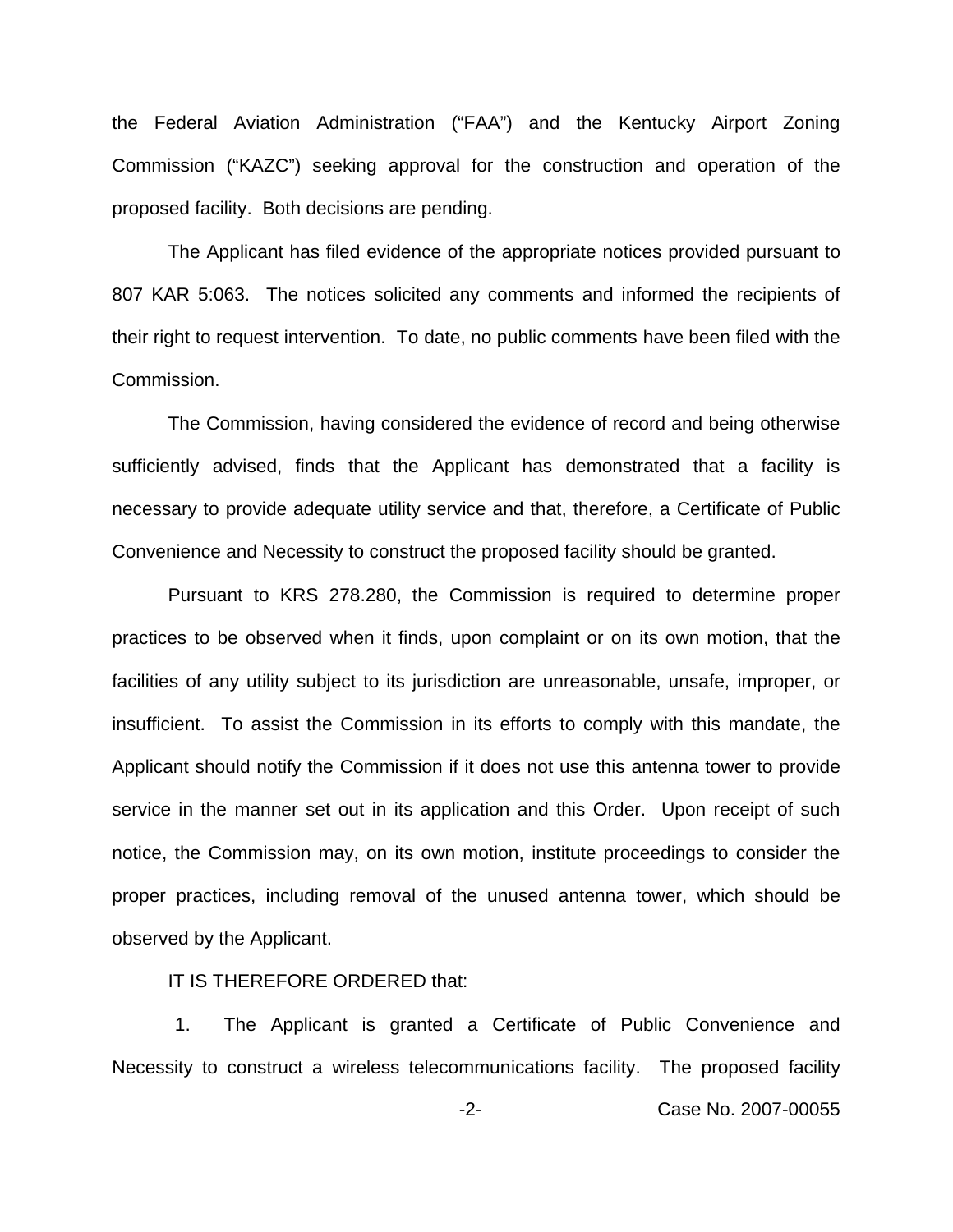the Federal Aviation Administration ("FAA") and the Kentucky Airport Zoning Commission ("KAZC") seeking approval for the construction and operation of the proposed facility. Both decisions are pending.

The Applicant has filed evidence of the appropriate notices provided pursuant to 807 KAR 5:063. The notices solicited any comments and informed the recipients of their right to request intervention. To date, no public comments have been filed with the Commission.

The Commission, having considered the evidence of record and being otherwise sufficiently advised, finds that the Applicant has demonstrated that a facility is necessary to provide adequate utility service and that, therefore, a Certificate of Public Convenience and Necessity to construct the proposed facility should be granted.

Pursuant to KRS 278.280, the Commission is required to determine proper practices to be observed when it finds, upon complaint or on its own motion, that the facilities of any utility subject to its jurisdiction are unreasonable, unsafe, improper, or insufficient. To assist the Commission in its efforts to comply with this mandate, the Applicant should notify the Commission if it does not use this antenna tower to provide service in the manner set out in its application and this Order. Upon receipt of such notice, the Commission may, on its own motion, institute proceedings to consider the proper practices, including removal of the unused antenna tower, which should be observed by the Applicant.

IT IS THEREFORE ORDERED that:

1. The Applicant is granted a Certificate of Public Convenience and Necessity to construct a wireless telecommunications facility. The proposed facility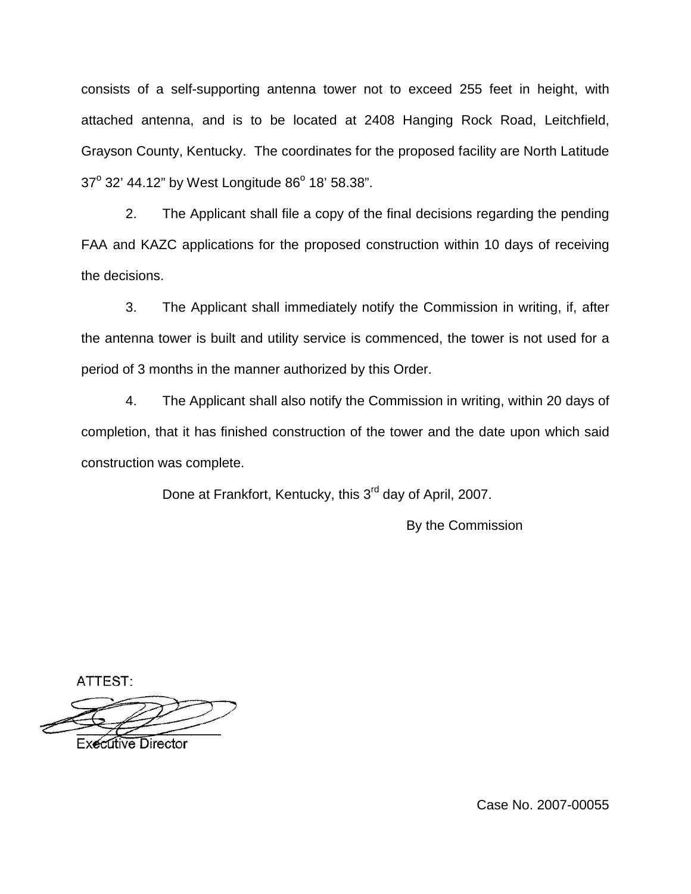consists of a self-supporting antenna tower not to exceed 255 feet in height, with attached antenna, and is to be located at 2408 Hanging Rock Road, Leitchfield, Grayson County, Kentucky. The coordinates for the proposed facility are North Latitude $37^{o}$ 32' 44.12" by West Longitude $86^{o}$ 18' 58.38".

2. The Applicant shall file a copy of the final decisions regarding the pending FAA and KAZC applications for the proposed construction within 10 days of receiving the decisions.

3. The Applicant shall immediately notify the Commission in writing, if, after the antenna tower is built and utility service is commenced, the tower is not used for a period of 3 months in the manner authorized by this Order.

4. The Applicant shall also notify the Commission in writing, within 20 days of completion, that it has finished construction of the tower and the date upon which said construction was complete.

Done at Frankfort, Kentucky, this 3rd day of April, 2007.

By the Commission

ATTEST:

Executive Director

Case No. 2007-00055